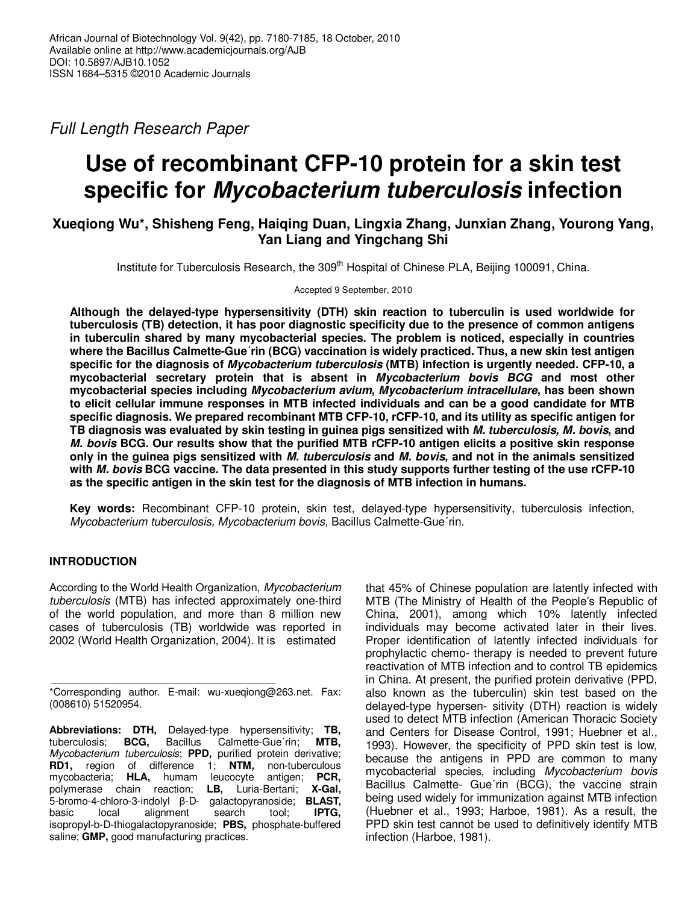African Journal of Biotechnology Vol. 9(42), pp. 7180-7185, 18 October, 2010
Available online at http://www.academicjournals.org/AJB
DOI: 10.5897/AJB10.1052
ISSN 1684–5315 ©2010 Academic Journals

*Full Length Research Paper*

# Use of recombinant CFP-10 protein for a skin test specific for *Mycobacterium tuberculosis* infection

**Xueqiong Wu\*, Shisheng Feng, Haiqing Duan, Lingxia Zhang, Junxian Zhang, Yourong Yang, Yan Liang and Yingchang Shi**

Institute for Tuberculosis Research, the 309th Hospital of Chinese PLA, Beijing 100091, China.

Accepted 9 September, 2010

**Although the delayed-type hypersensitivity (DTH) skin reaction to tuberculin is used worldwide for tuberculosis (TB) detection, it has poor diagnostic specificity due to the presence of common antigens in tuberculin shared by many mycobacterial species. The problem is noticed, especially in countries where the Bacillus Calmette-Gue´rin (BCG) vaccination is widely practiced. Thus, a new skin test antigen specific for the diagnosis of *Mycobacterium tuberculosis* (MTB) infection is urgently needed. CFP-10, a mycobacterial secretary protein that is absent in *Mycobacterium bovis BCG* and most other mycobacterial species including *Mycobacterium avium*, *Mycobacterium intracellulare*, has been shown to elicit cellular immune responses in MTB infected individuals and can be a good candidate for MTB specific diagnosis. We prepared recombinant MTB CFP-10, rCFP-10, and its utility as specific antigen for TB diagnosis was evaluated by skin testing in guinea pigs sensitized with *M. tuberculosis, M. bovis*, and *M. bovis* BCG. Our results show that the purified MTB rCFP-10 antigen elicits a positive skin response only in the guinea pigs sensitized with *M. tuberculosis* and *M. bovis,* and not in the animals sensitized with *M. bovis* BCG vaccine. The data presented in this study supports further testing of the use rCFP-10 as the specific antigen in the skin test for the diagnosis of MTB infection in humans.**

**Key words:** Recombinant CFP-10 protein, skin test, delayed-type hypersensitivity, tuberculosis infection, *Mycobacterium tuberculosis, Mycobacterium bovis,* Bacillus Calmette-Gue´rin.

## INTRODUCTION

According to the World Health Organization, *Mycobacterium tuberculosis* (MTB) has infected approximately one-third of the world population, and more than 8 million new cases of tuberculosis (TB) worldwide was reported in 2002 (World Health Organization, 2004). It is estimated that 45% of Chinese population are latently infected with MTB (The Ministry of Health of the People's Republic of China, 2001), among which 10% latently infected individuals may become activated later in their lives. Proper identification of latently infected individuals for prophylactic chemo- therapy is needed to prevent future reactivation of MTB infection and to control TB epidemics in China. At present, the purified protein derivative (PPD, also known as the tuberculin) skin test based on the delayed-type hypersen- sitivity (DTH) reaction is widely used to detect MTB infection (American Thoracic Society and Centers for Disease Control, 1991; Huebner et al., 1993). However, the specificity of PPD skin test is low, because the antigens in PPD are common to many mycobacterial species, including *Mycobacterium bovis* Bacillus Calmette- Gue´rin (BCG), the vaccine strain being used widely for immunization against MTB infection (Huebner et al., 1993; Harboe, 1981). As a result, the PPD skin test cannot be used to definitively identify MTB infection (Harboe, 1981).

\*Corresponding author. E-mail: wu-xueqiong@263.net. Fax: (008610) 51520954.

**Abbreviations: DTH,** Delayed-type hypersensitivity; **TB,** tuberculosis; **BCG,** Bacillus Calmette-Gue´rin; **MTB,** *Mycobacterium tuberculosis*; **PPD,** purified protein derivative; **RD1,** region of difference 1; **NTM,** non-tuberculous mycobacteria; **HLA,** humam leucocyte antigen; **PCR,** polymerase chain reaction; **LB,** Luria-Bertani; **X-Gal,** 5-bromo-4-chloro-3-indolyl β-D- galactopyranoside; **BLAST,** basic local alignment search tool; **IPTG,** isopropyl-b-D-thiogalactopyranoside; **PBS,** phosphate-buffered saline; **GMP,** good manufacturing practices.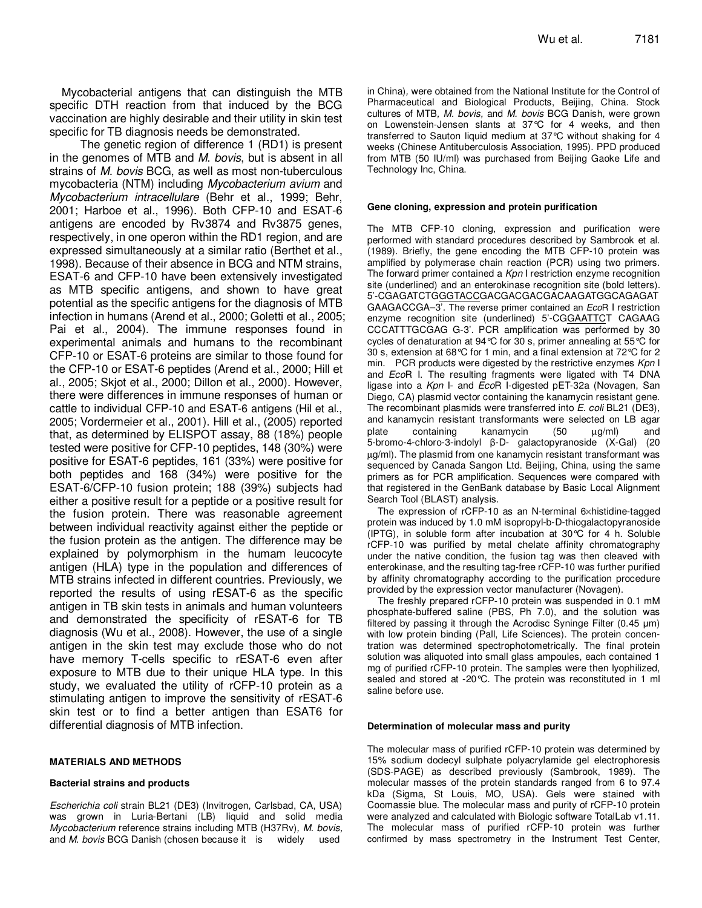Mycobacterial antigens that can distinguish the MTB specific DTH reaction from that induced by the BCG vaccination are highly desirable and their utility in skin test specific for TB diagnosis needs be demonstrated.

The genetic region of difference 1 (RD1) is present in the genomes of MTB and *M. bovis*, but is absent in all strains of *M. bovis* BCG, as well as most non-tuberculous mycobacteria (NTM) including *Mycobacterium avium* and *Mycobacterium intracellulare* (Behr et al., 1999; Behr, 2001; Harboe et al., 1996). Both CFP-10 and ESAT-6 antigens are encoded by Rv3874 and Rv3875 genes, respectively, in one operon within the RD1 region, and are expressed simultaneously at a similar ratio (Berthet et al., 1998). Because of their absence in BCG and NTM strains, ESAT-6 and CFP-10 have been extensively investigated as MTB specific antigens, and shown to have great potential as the specific antigens for the diagnosis of MTB infection in humans (Arend et al., 2000; Goletti et al., 2005; Pai et al., 2004). The immune responses found in experimental animals and humans to the recombinant CFP-10 or ESAT-6 proteins are similar to those found for the CFP-10 or ESAT-6 peptides (Arend et al., 2000; Hill et al., 2005; Skjot et al., 2000; Dillon et al., 2000). However, there were differences in immune responses of human or cattle to individual CFP-10 and ESAT-6 antigens (Hil et al., 2005; Vordermeier et al., 2001). Hill et al., (2005) reported that, as determined by ELISPOT assay, 88 (18%) people tested were positive for CFP-10 peptides, 148 (30%) were positive for ESAT-6 peptides, 161 (33%) were positive for both peptides and 168 (34%) were positive for the ESAT-6/CFP-10 fusion protein; 188 (39%) subjects had either a positive result for a peptide or a positive result for the fusion protein. There was reasonable agreement between individual reactivity against either the peptide or the fusion protein as the antigen. The difference may be explained by polymorphism in the humam leucocyte antigen (HLA) type in the population and differences of MTB strains infected in different countries. Previously, we reported the results of using rESAT-6 as the specific antigen in TB skin tests in animals and human volunteers and demonstrated the specificity of rESAT-6 for TB diagnosis (Wu et al., 2008). However, the use of a single antigen in the skin test may exclude those who do not have memory T-cells specific to rESAT-6 even after exposure to MTB due to their unique HLA type. In this study, we evaluated the utility of rCFP-10 protein as a stimulating antigen to improve the sensitivity of rESAT-6 skin test or to find a better antigen than ESAT6 for differential diagnosis of MTB infection.

## MATERIALS AND METHODS

### Bacterial strains and products

*Escherichia coli* strain BL21 (DE3) (Invitrogen, Carlsbad, CA, USA) was grown in Luria-Bertani (LB) liquid and solid media *Mycobacterium* reference strains including MTB (H37Rv), *M. bovis*, and *M. bovis* BCG Danish (chosen because it is widely used in China), were obtained from the National Institute for the Control of Pharmaceutical and Biological Products, Beijing, China. Stock cultures of MTB, *M. bovis*, and *M. bovis* BCG Danish, were grown on Lowenstein-Jensen slants at 37°C for 4 weeks, and then transferred to Sauton liquid medium at 37°C without shaking for 4 weeks (Chinese Antituberculosis Association, 1995). PPD produced from MTB (50 IU/ml) was purchased from Beijing Gaoke Life and Technology Inc, China.

### Gene cloning, expression and protein purification

The MTB CFP-10 cloning, expression and purification were performed with standard procedures described by Sambrook et al. (1989). Briefly, the gene encoding the MTB CFP-10 protein was amplified by polymerase chain reaction (PCR) using two primers. The forward primer contained a *Kpn* I restriction enzyme recognition site (underlined) and an enterokinase recognition site (bold letters). 5'-CGAGATCTG<u>GGTACC</u>GACGACGACGACAAGATGGCAGAGAT GAAGACCGA–3'. The reverse primer contained an *Eco*R I restriction enzyme recognition site (underlined) 5'-CG<u>GAATTC</u>T CAGAAG CCCATTTGCGAG G-3'. PCR amplification was performed by 30 cycles of denaturation at 94°C for 30 s, primer annealing at 55°C for 30 s, extension at 68°C for 1 min, and a final extension at 72°C for 2 min. PCR products were digested by the restrictive enzymes *Kpn* I and *Eco*R I. The resulting fragments were ligated with T4 DNA ligase into a *Kpn* I- and *Eco*R I-digested pET-32a (Novagen, San Diego, CA) plasmid vector containing the kanamycin resistant gene. The recombinant plasmids were transferred into *E. coli* BL21 (DE3), and kanamycin resistant transformants were selected on LB agar plate containing kanamycin (50 µg/ml) and 5-bromo-4-chloro-3-indolyl β-D- galactopyranoside (X-Gal) (20 µg/ml). The plasmid from one kanamycin resistant transformant was sequenced by Canada Sangon Ltd. Beijing, China, using the same primers as for PCR amplification. Sequences were compared with that registered in the GenBank database by Basic Local Alignment Search Tool (BLAST) analysis.

The expression of rCFP-10 as an N-terminal 6×histidine-tagged protein was induced by 1.0 mM isopropyl-b-D-thiogalactopyranoside (IPTG), in soluble form after incubation at 30°C for 4 h. Soluble rCFP-10 was purified by metal chelate affinity chromatography under the native condition, the fusion tag was then cleaved with enterokinase, and the resulting tag-free rCFP-10 was further purified by affinity chromatography according to the purification procedure provided by the expression vector manufacturer (Novagen).

The freshly prepared rCFP-10 protein was suspended in 0.1 mM phosphate-buffered saline (PBS, Ph 7.0), and the solution was filtered by passing it through the Acrodisc Syringe Filter (0.45 µm) with low protein binding (Pall, Life Sciences). The protein concentration was determined spectrophotometrically. The final protein solution was aliquoted into small glass ampoules, each contained 1 mg of purified rCFP-10 protein. The samples were then lyophilized, sealed and stored at -20°C. The protein was reconstituted in 1 ml saline before use.

### Determination of molecular mass and purity

The molecular mass of purified rCFP-10 protein was determined by 15% sodium dodecyl sulphate polyacrylamide gel electrophoresis (SDS-PAGE) as described previously (Sambrook, 1989). The molecular masses of the protein standards ranged from 6 to 97.4 kDa (Sigma, St Louis, MO, USA). Gels were stained with Coomassie blue. The molecular mass and purity of rCFP-10 protein were analyzed and calculated with Biologic software TotalLab v1.11. The molecular mass of purified rCFP-10 protein was further confirmed by mass spectrometry in the Instrument Test Center,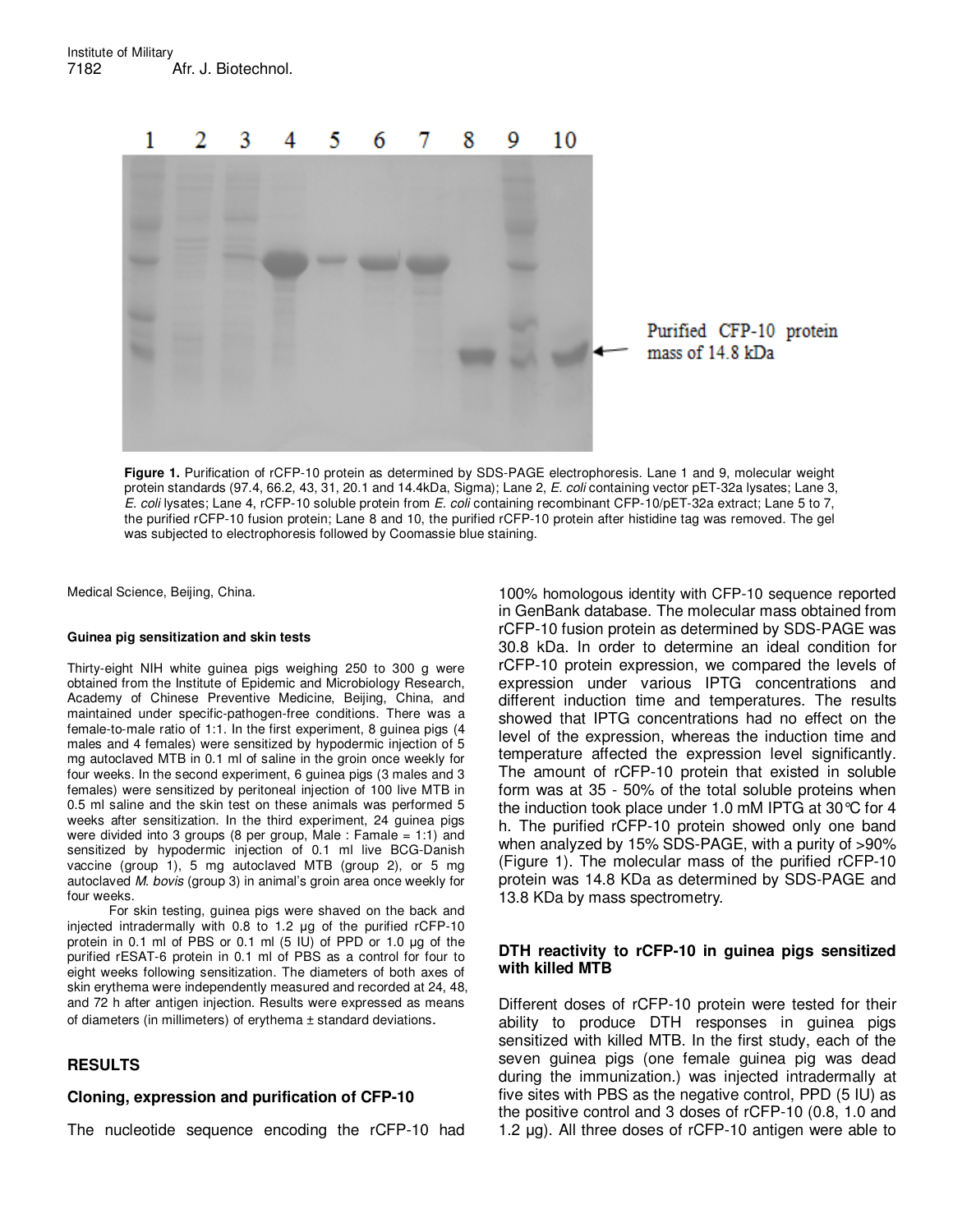Institute of Military

**Figure 1.** Purification of rCFP-10 protein as determined by SDS-PAGE electrophoresis. Lane 1 and 9, molecular weight protein standards (97.4, 66.2, 43, 31, 20.1 and 14.4kDa, Sigma); Lane 2, *E. coli* containing vector pET-32a lysates; Lane 3, *E. coli* lysates; Lane 4, rCFP-10 soluble protein from *E. coli* containing recombinant CFP-10/pET-32a extract; Lane 5 to 7, the purified rCFP-10 fusion protein; Lane 8 and 10, the purified rCFP-10 protein after histidine tag was removed. The gel was subjected to electrophoresis followed by Coomassie blue staining.

Medical Science, Beijing, China.

#### Guinea pig sensitization and skin tests

Thirty-eight NIH white guinea pigs weighing 250 to 300 g were obtained from the Institute of Epidemic and Microbiology Research, Academy of Chinese Preventive Medicine, Beijing, China, and maintained under specific-pathogen-free conditions. There was a female-to-male ratio of 1:1. In the first experiment, 8 guinea pigs (4 males and 4 females) were sensitized by hypodermic injection of 5 mg autoclaved MTB in 0.1 ml of saline in the groin once weekly for four weeks. In the second experiment, 6 guinea pigs (3 males and 3 females) were sensitized by peritoneal injection of 100 live MTB in 0.5 ml saline and the skin test on these animals was performed 5 weeks after sensitization. In the third experiment, 24 guinea pigs were divided into 3 groups (8 per group, Male : Famale = 1:1) and sensitized by hypodermic injection of 0.1 ml live BCG-Danish vaccine (group 1), 5 mg autoclaved MTB (group 2), or 5 mg autoclaved *M. bovis* (group 3) in animal's groin area once weekly for four weeks.

For skin testing, guinea pigs were shaved on the back and injected intradermally with 0.8 to 1.2 µg of the purified rCFP-10 protein in 0.1 ml of PBS or 0.1 ml (5 IU) of PPD or 1.0 µg of the purified rESAT-6 protein in 0.1 ml of PBS as a control for four to eight weeks following sensitization. The diameters of both axes of skin erythema were independently measured and recorded at 24, 48, and 72 h after antigen injection. Results were expressed as means of diameters (in millimeters) of erythema ± standard deviations.

## RESULTS

### Cloning, expression and purification of CFP-10

The nucleotide sequence encoding the rCFP-10 had 100% homologous identity with CFP-10 sequence reported in GenBank database. The molecular mass obtained from rCFP-10 fusion protein as determined by SDS-PAGE was 30.8 kDa. In order to determine an ideal condition for rCFP-10 protein expression, we compared the levels of expression under various IPTG concentrations and different induction time and temperatures. The results showed that IPTG concentrations had no effect on the level of the expression, whereas the induction time and temperature affected the expression level significantly. The amount of rCFP-10 protein that existed in soluble form was at 35 - 50% of the total soluble proteins when the induction took place under 1.0 mM IPTG at 30°C for 4 h. The purified rCFP-10 protein showed only one band when analyzed by 15% SDS-PAGE, with a purity of >90% (Figure 1). The molecular mass of the purified rCFP-10 protein was 14.8 KDa as determined by SDS-PAGE and 13.8 KDa by mass spectrometry.

### DTH reactivity to rCFP-10 in guinea pigs sensitized with killed MTB

Different doses of rCFP-10 protein were tested for their ability to produce DTH responses in guinea pigs sensitized with killed MTB. In the first study, each of the seven guinea pigs (one female guinea pig was dead during the immunization.) was injected intradermally at five sites with PBS as the negative control, PPD (5 IU) as the positive control and 3 doses of rCFP-10 (0.8, 1.0 and 1.2 µg). All three doses of rCFP-10 antigen were able to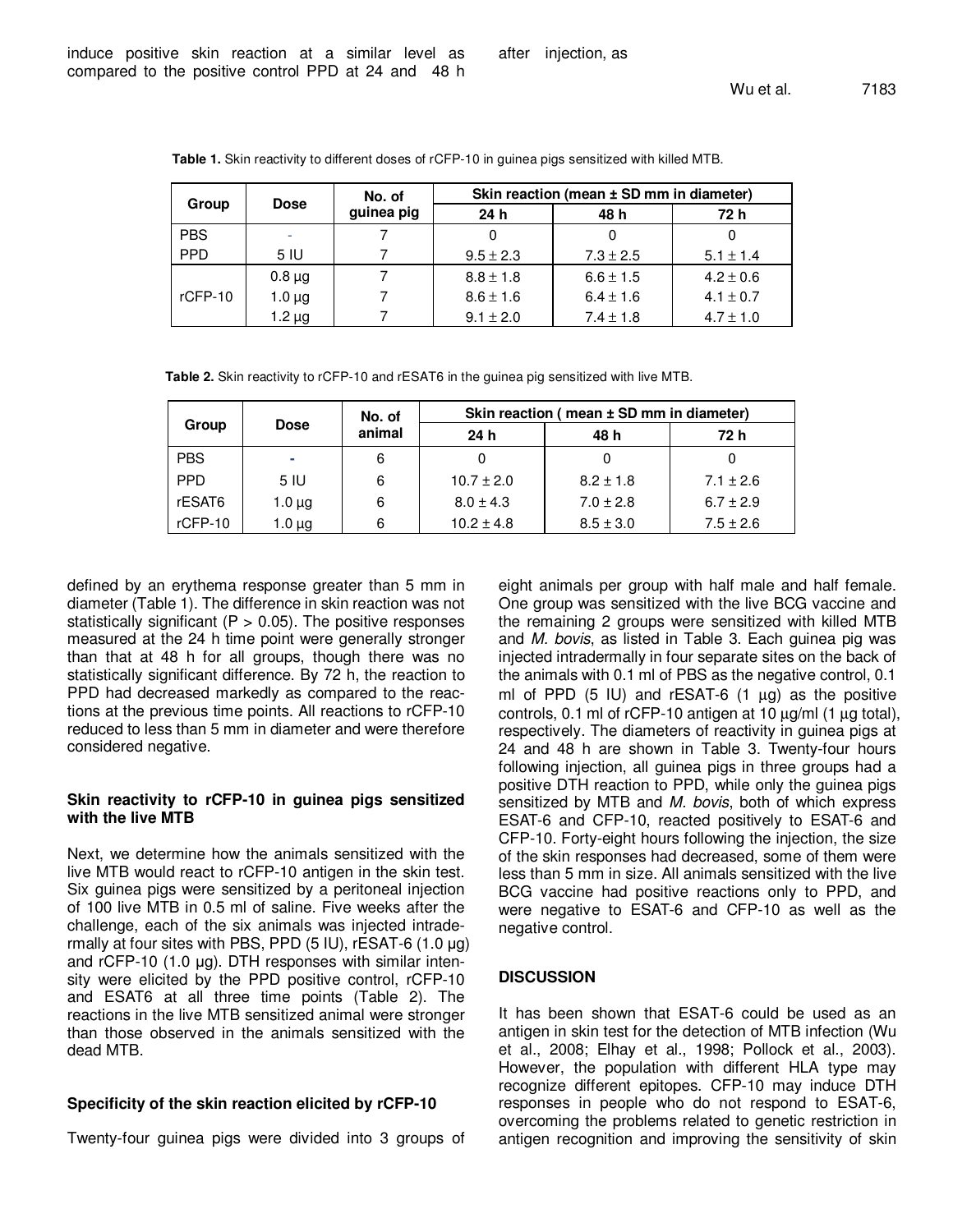induce positive skin reaction at a similar level as compared to the positive control PPD at 24 and 48 h after injection, as

**Table 1.** Skin reactivity to different doses of rCFP-10 in guinea pigs sensitized with killed MTB.

| Group | Dose | No. of guinea pig | Skin reaction (mean ± SD mm in diameter) | | |
|---|---|---|---|---|---|
| | | | 24 h | 48 h | 72 h |
| PBS | - | 7 | 0 | 0 | 0 |
| PPD | 5 IU | 7 | 9.5 ± 2.3 | 7.3 ± 2.5 | 5.1 ± 1.4 |
| rCFP-10 | 0.8 µg | 7 | 8.8 ± 1.8 | 6.6 ± 1.5 | 4.2 ± 0.6 |
| | 1.0 µg | 7 | 8.6 ± 1.6 | 6.4 ± 1.6 | 4.1 ± 0.7 |
| | 1.2 µg | 7 | 9.1 ± 2.0 | 7.4 ± 1.8 | 4.7 ± 1.0 |

**Table 2.** Skin reactivity to rCFP-10 and rESAT6 in the guinea pig sensitized with live MTB.

| Group | Dose | No. of animal | Skin reaction ( mean ± SD mm in diameter) | | |
|---|---|---|---|---|---|
| | | | 24 h | 48 h | 72 h |
| PBS | - | 6 | 0 | 0 | 0 |
| PPD | 5 IU | 6 | 10.7 ± 2.0 | 8.2 ± 1.8 | 7.1 ± 2.6 |
| rESAT6 | 1.0 µg | 6 | 8.0 ± 4.3 | 7.0 ± 2.8 | 6.7 ± 2.9 |
| rCFP-10 | 1.0 µg | 6 | 10.2 ± 4.8 | 8.5 ± 3.0 | 7.5 ± 2.6 |

defined by an erythema response greater than 5 mm in diameter (Table 1). The difference in skin reaction was not statistically significant ($P > 0.05$). The positive responses measured at the 24 h time point were generally stronger than that at 48 h for all groups, though there was no statistically significant difference. By 72 h, the reaction to PPD had decreased markedly as compared to the reactions at the previous time points. All reactions to rCFP-10 reduced to less than 5 mm in diameter and were therefore considered negative.

### Skin reactivity to rCFP-10 in guinea pigs sensitized with the live MTB

Next, we determine how the animals sensitized with the live MTB would react to rCFP-10 antigen in the skin test. Six guinea pigs were sensitized by a peritoneal injection of 100 live MTB in 0.5 ml of saline. Five weeks after the challenge, each of the six animals was injected intradermally at four sites with PBS, PPD (5 IU), rESAT-6 (1.0 µg) and rCFP-10 (1.0 µg). DTH responses with similar intensity were elicited by the PPD positive control, rCFP-10 and ESAT6 at all three time points (Table 2). The reactions in the live MTB sensitized animal were stronger than those observed in the animals sensitized with the dead MTB.

### Specificity of the skin reaction elicited by rCFP-10

Twenty-four guinea pigs were divided into 3 groups of eight animals per group with half male and half female. One group was sensitized with the live BCG vaccine and the remaining 2 groups were sensitized with killed MTB and *M. bovis*, as listed in Table 3. Each guinea pig was injected intradermally in four separate sites on the back of the animals with 0.1 ml of PBS as the negative control, 0.1 ml of PPD (5 IU) and rESAT-6 (1 µg) as the positive controls, 0.1 ml of rCFP-10 antigen at 10 µg/ml (1 µg total), respectively. The diameters of reactivity in guinea pigs at 24 and 48 h are shown in Table 3. Twenty-four hours following injection, all guinea pigs in three groups had a positive DTH reaction to PPD, while only the guinea pigs sensitized by MTB and *M. bovis*, both of which express ESAT-6 and CFP-10, reacted positively to ESAT-6 and CFP-10. Forty-eight hours following the injection, the size of the skin responses had decreased, some of them were less than 5 mm in size. All animals sensitized with the live BCG vaccine had positive reactions only to PPD, and were negative to ESAT-6 and CFP-10 as well as the negative control.

## DISCUSSION

It has been shown that ESAT-6 could be used as an antigen in skin test for the detection of MTB infection (Wu et al., 2008; Elhay et al., 1998; Pollock et al., 2003). However, the population with different HLA type may recognize different epitopes. CFP-10 may induce DTH responses in people who do not respond to ESAT-6, overcoming the problems related to genetic restriction in antigen recognition and improving the sensitivity of skin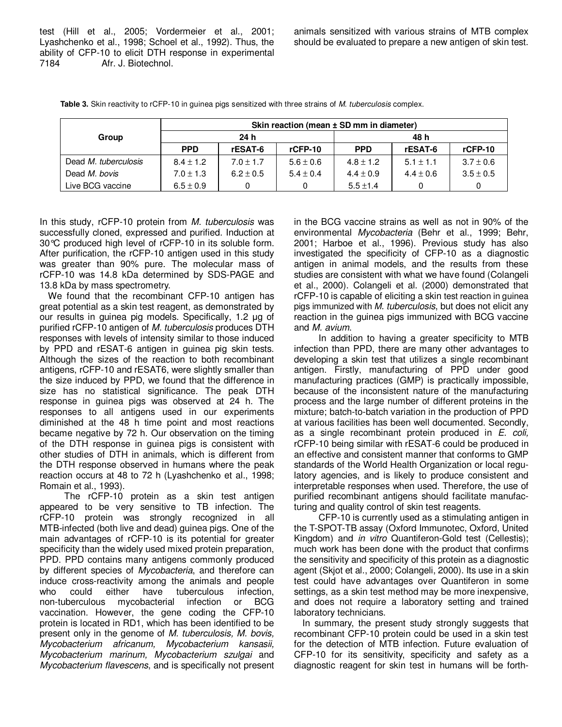test (Hill et al., 2005; Vordermeier et al., 2001; Lyashchenko et al., 1998; Schoel et al., 1992). Thus, the ability of CFP-10 to elicit DTH response in experimental animals sensitized with various strains of MTB complex should be evaluated to prepare a new antigen of skin test.

**Table 3.** Skin reactivity to rCFP-10 in guinea pigs sensitized with three strains of *M. tuberculosis* complex.

| Group | Skin reaction (mean ± SD mm in diameter) | | | | | |
|---|---|---|---|---|---|---|
| | 24 h | | | 48 h | | |
| | PPD | rESAT-6 | rCFP-10 | PPD | rESAT-6 | rCFP-10 |
| Dead *M. tuberculosis* | 8.4 ± 1.2 | 7.0 ± 1.7 | 5.6 ± 0.6 | 4.8 ± 1.2 | 5.1 ± 1.1 | 3.7 ± 0.6 |
| Dead *M. bovis* | 7.0 ± 1.3 | 6.2 ± 0.5 | 5.4 ± 0.4 | 4.4 ± 0.9 | 4.4 ± 0.6 | 3.5 ± 0.5 |
| Live BCG vaccine | 6.5 ± 0.9 | 0 | 0 | 5.5 ±1.4 | 0 | 0 |

In this study, rCFP-10 protein from *M. tuberculosis* was successfully cloned, expressed and purified. Induction at 30°C produced high level of rCFP-10 in its soluble form. After purification, the rCFP-10 antigen used in this study was greater than 90% pure. The molecular mass of rCFP-10 was 14.8 kDa determined by SDS-PAGE and 13.8 kDa by mass spectrometry.

We found that the recombinant CFP-10 antigen has great potential as a skin test reagent, as demonstrated by our results in guinea pig models. Specifically, 1.2 µg of purified rCFP-10 antigen of *M. tuberculosis* produces DTH responses with levels of intensity similar to those induced by PPD and rESAT-6 antigen in guinea pig skin tests. Although the sizes of the reaction to both recombinant antigens, rCFP-10 and rESAT6, were slightly smaller than the size induced by PPD, we found that the difference in size has no statistical significance. The peak DTH response in guinea pigs was observed at 24 h. The responses to all antigens used in our experiments diminished at the 48 h time point and most reactions became negative by 72 h. Our observation on the timing of the DTH response in guinea pigs is consistent with other studies of DTH in animals, which is different from the DTH response observed in humans where the peak reaction occurs at 48 to 72 h (Lyashchenko et al., 1998; Romain et al., 1993).

The rCFP-10 protein as a skin test antigen appeared to be very sensitive to TB infection. The rCFP-10 protein was strongly recognized in all MTB-infected (both live and dead) guinea pigs. One of the main advantages of rCFP-10 is its potential for greater specificity than the widely used mixed protein preparation, PPD. PPD contains many antigens commonly produced by different species of *Mycobacteria*, and therefore can induce cross-reactivity among the animals and people who could either have tuberculous infection, non-tuberculous mycobacterial infection or BCG vaccination. However, the gene coding the CFP-10 protein is located in RD1, which has been identified to be present only in the genome of *M. tuberculosis, M. bovis, Mycobacterium africanum, Mycobacterium kansasii, Mycobacterium marinum, Mycobacterium szulgai* and *Mycobacterium flavescens*, and is specifically not present in the BCG vaccine strains as well as not in 90% of the environmental *Mycobacteria* (Behr et al., 1999; Behr, 2001; Harboe et al., 1996). Previous study has also investigated the specificity of CFP-10 as a diagnostic antigen in animal models, and the results from these studies are consistent with what we have found (Colangeli et al., 2000). Colangeli et al. (2000) demonstrated that rCFP-10 is capable of eliciting a skin test reaction in guinea pigs immunized with *M. tuberculosis*, but does not elicit any reaction in the guinea pigs immunized with BCG vaccine and *M. avium*.

In addition to having a greater specificity to MTB infection than PPD, there are many other advantages to developing a skin test that utilizes a single recombinant antigen. Firstly, manufacturing of PPD under good manufacturing practices (GMP) is practically impossible, because of the inconsistent nature of the manufacturing process and the large number of different proteins in the mixture; batch-to-batch variation in the production of PPD at various facilities has been well documented. Secondly, as a single recombinant protein produced in *E. coli,* rCFP-10 being similar with rESAT-6 could be produced in an effective and consistent manner that conforms to GMP standards of the World Health Organization or local regulatory agencies, and is likely to produce consistent and interpretable responses when used. Therefore, the use of purified recombinant antigens should facilitate manufacturing and quality control of skin test reagents.

CFP-10 is currently used as a stimulating antigen in the T-SPOT-TB assay (Oxford Immunotec, Oxford, United Kingdom) and *in vitro* Quantiferon-Gold test (Cellestis); much work has been done with the product that confirms the sensitivity and specificity of this protein as a diagnostic agent (Skjot et al., 2000; Colangeli, 2000). Its use in a skin test could have advantages over Quantiferon in some settings, as a skin test method may be more inexpensive, and does not require a laboratory setting and trained laboratory technicians.

In summary, the present study strongly suggests that recombinant CFP-10 protein could be used in a skin test for the detection of MTB infection. Future evaluation of CFP-10 for its sensitivity, specificity and safety as a diagnostic reagent for skin test in humans will be forth-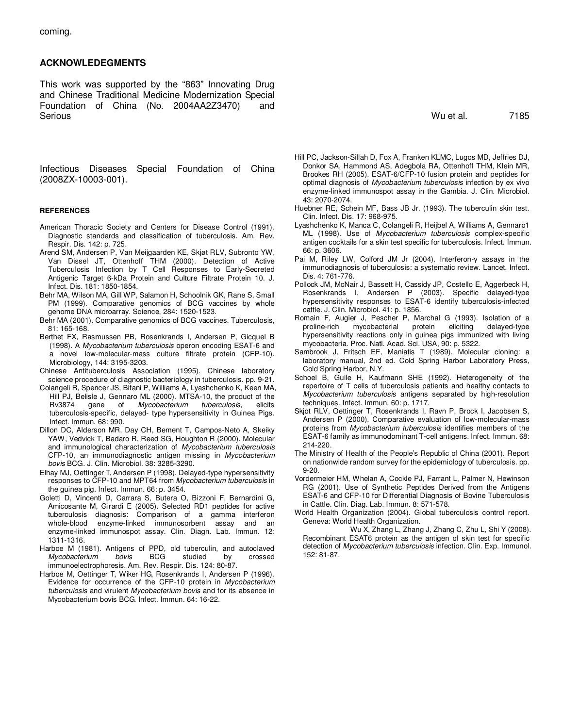coming.

## ACKNOWLEDGMENTS

This work was supported by the "863" Innovating Drug and Chinese Traditional Medicine Modernization Special Foundation of China (No. 2004AA2Z3470) and Serious Infectious Diseases Special Foundation of China (2008ZX-10003-001).

## REFERENCES

American Thoracic Society and Centers for Disease Control (1991). Diagnostic standards and classification of tuberculosis. Am. Rev. Respir. Dis. 142: p. 725.

Arend SM, Andersen P, Van Meijgaarden KE, Skjøt RLV, Subronto YW, Van Dissel JT, Ottenhoff THM (2000). Detection of Active Tuberculosis Infection by T Cell Responses to Early-Secreted Antigenic Target 6-kDa Protein and Culture Filtrate Protein 10. J. Infect. Dis. 181: 1850-1854.

Behr MA, Wilson MA, Gill WP, Salamon H, Schoolnik GK, Rane S, Small PM (1999). Comparative genomics of BCG vaccines by whole genome DNA microarray. Science, 284: 1520-1523.

Behr MA (2001). Comparative genomics of BCG vaccines. Tuberculosis, 81: 165-168.

Berthet FX, Rasmussen PB, Rosenkrands I, Andersen P, Gicquel B (1998). A *Mycobacterium tuberculosis* operon encoding ESAT-6 and a novel low-molecular-mass culture filtrate protein (CFP-10). Microbiology, 144: 3195-3203.

Chinese Antituberculosis Association (1995). Chinese laboratory science procedure of diagnostic bacteriology in tuberculosis. pp. 9-21.

Colangeli R, Spencer JS, Bifani P, Williams A, Lyashchenko K, Keen MA, Hill PJ, Belisle J, Gennaro ML (2000). MTSA-10, the product of the Rv3874 gene of *Mycobacterium tuberculosis*, elicits tuberculosis-specific, delayed- type hypersensitivity in Guinea Pigs. Infect. Immun. 68: 990.

Dillon DC, Alderson MR, Day CH, Bement T, Campos-Neto A, Skeiky YAW, Vedvick T, Badaro R, Reed SG, Houghton R (2000). Molecular and immunological characterization of *Mycobacterium tuberculosis* CFP-10, an immunodiagnostic antigen missing in *Mycobacterium bovis* BCG. J. Clin. Microbiol. 38: 3285-3290.

Elhay MJ, Oettinger T, Andersen P (1998). Delayed-type hypersensitivity responses to CFP-10 and MPT64 from *Mycobacterium tuberculosis* in the guinea pig. Infect. Immun. 66: p. 3454.

Goletti D, Vincenti D, Carrara S, Butera O, Bizzoni F, Bernardini G, Amicosante M, Girardi E (2005). Selected RD1 peptides for active tuberculosis diagnosis: Comparison of a gamma interferon whole-blood enzyme-linked immunosorbent assay and an enzyme-linked immunospot assay. Clin. Diagn. Lab. Immun. 12: 1311-1316.

Harboe M (1981). Antigens of PPD, old tuberculin, and autoclaved *Mycobacterium bovis* BCG studied by crossed immunoelectrophoresis. Am. Rev. Respir. Dis. 124: 80-87.

Harboe M, Oettinger T, Wiker HG, Rosenkrands I, Andersen P (1996). Evidence for occurrence of the CFP-10 protein in *Mycobacterium tuberculosis* and virulent *Mycobacterium bovis* and for its absence in Mycobacterium bovis BCG. Infect. Immun. 64: 16-22.

Hill PC, Jackson-Sillah D, Fox A, Franken KLMC, Lugos MD, Jeffries DJ, Donkor SA, Hammond AS, Adegbola RA, Ottenhoff THM, Klein MR, Brookes RH (2005). ESAT-6/CFP-10 fusion protein and peptides for optimal diagnosis of *Mycobacterium tuberculosis* infection by ex vivo enzyme-linked immunospot assay in the Gambia. J. Clin. Microbiol. 43: 2070-2074.

Huebner RE, Schein MF, Bass JB Jr. (1993). The tuberculin skin test. Clin. Infect. Dis. 17: 968-975.

Lyashchenko K, Manca C, Colangeli R, Heijbel A, Williams A, Gennaro1 ML (1998). Use of *Mycobacterium tuberculosis* complex-specific antigen cocktails for a skin test specific for tuberculosis. Infect. Immun. 66: p. 3606.

Pai M, Riley LW, Colford JM Jr (2004). Interferon-γ assays in the immunodiagnosis of tuberculosis: a systematic review. Lancet. Infect. Dis. 4: 761-776.

Pollock JM, McNair J, Bassett H, Cassidy JP, Costello E, Aggerbeck H, Rosenkrands I, Andersen P (2003). Specific delayed-type hypersensitivity responses to ESAT-6 identify tuberculosis-infected cattle. J. Clin. Microbiol. 41: p. 1856.

Romain F, Augier J, Pescher P, Marchal G (1993). Isolation of a proline-rich mycobacterial protein eliciting delayed-type hypersensitivity reactions only in guinea pigs immunized with living mycobacteria. Proc. Natl. Acad. Sci. USA, 90: p. 5322.

Sambrook J, Fritsch EF, Maniatis T (1989). Molecular cloning: a laboratory manual, 2nd ed. Cold Spring Harbor Laboratory Press, Cold Spring Harbor, N.Y.

Schoel B, Gulle H, Kaufmann SHE (1992). Heterogeneity of the repertoire of T cells of tuberculosis patients and healthy contacts to *Mycobacterium tuberculosis* antigens separated by high-resolution techniques. Infect. Immun. 60: p. 1717.

Skjot RLV, Oettinger T, Rosenkrands I, Ravn P, Brock I, Jacobsen S, Andersen P (2000). Comparative evaluation of low-molecular-mass proteins from *Mycobacterium tuberculosis* identifies members of the ESAT-6 family as immunodominant T-cell antigens. Infect. Immun. 68: 214-220.

The Ministry of Health of the People's Republic of China (2001). Report on nationwide random survey for the epidemiology of tuberculosis. pp. 9-20.

Vordermeier HM, Whelan A, Cockle PJ, Farrant L, Palmer N, Hewinson RG (2001). Use of Synthetic Peptides Derived from the Antigens ESAT-6 and CFP-10 for Differential Diagnosis of Bovine Tuberculosis in Cattle. Clin. Diag. Lab. Immun. 8: 571-578.

World Health Organization (2004). Global tuberculosis control report. Geneva: World Health Organization.

Wu X, Zhang L, Zhang J, Zhang C, Zhu L, Shi Y (2008). Recombinant ESAT6 protein as the antigen of skin test for specific detection of *Mycobacterium tuberculosis* infection. Clin. Exp. Immunol. 152: 81-87.